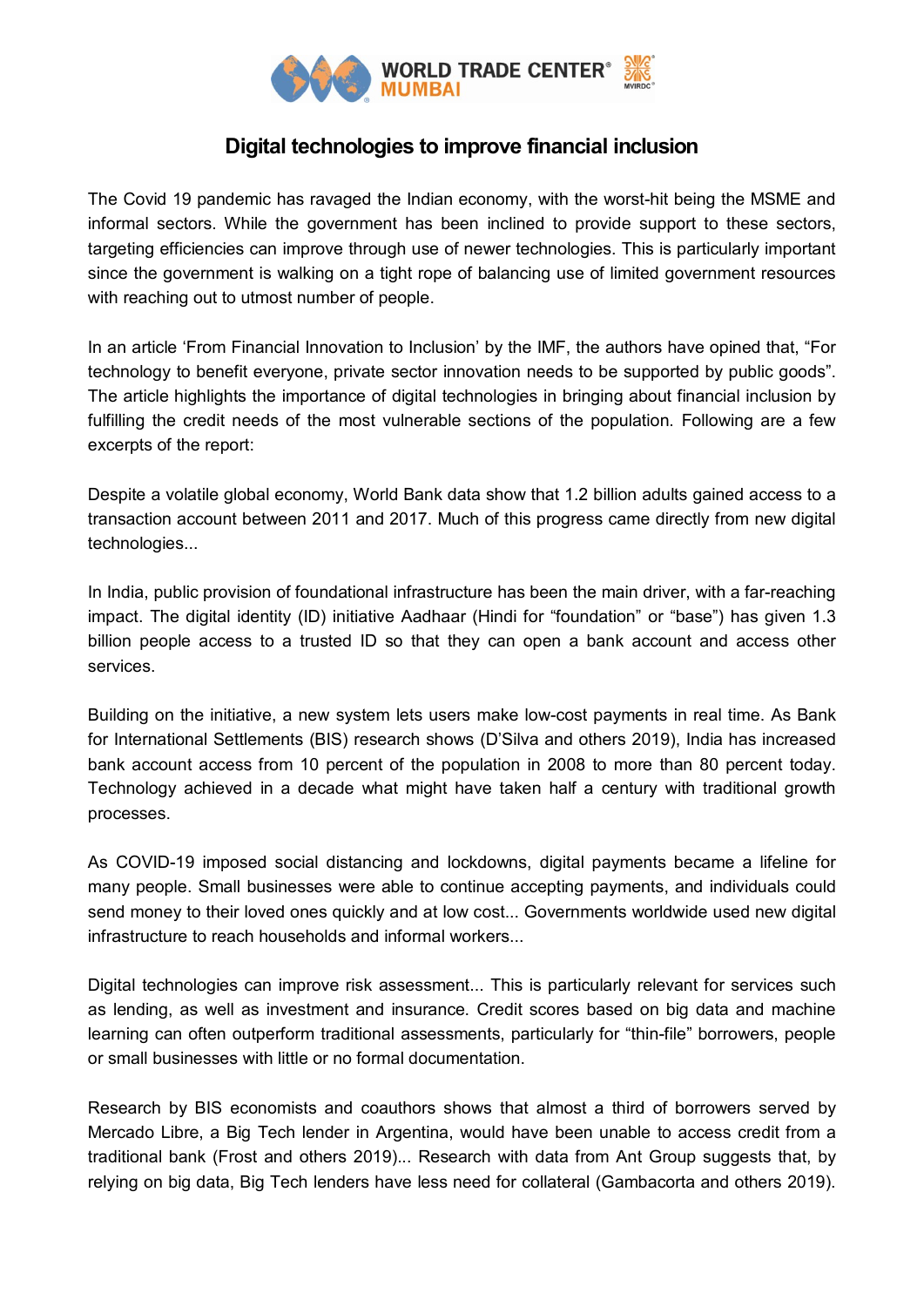# Digital technologies to improve financial inclusion

The Covid 19 pandemic has ravaged the Indian economy, with the worst-hit being the MSME and informal sectors. While the government has been inclined to provide support to these sectors, targeting efficiencies can improve through use of newer technologies. This is particularly important since the government is walking on a tight rope of balancing use of limited government resources with reaching out to utmost number of people.

In an article 'From Financial Innovation to Inclusion' by the IMF, the authors have opined that, "For technology to benefit everyone, private sector innovation needs to be supported by public goods". The article highlights the importance of digital technologies in bringing about financial inclusion by fulfilling the credit needs of the most vulnerable sections of the population. Following are a few excerpts of the report:

Despite a volatile global economy, World Bank data show that 1.2 billion adults gained access to a transaction account between 2011 and 2017. Much of this progress came directly from new digital technologies...

In India, public provision of foundational infrastructure has been the main driver, with a far-reaching impact. The digital identity (ID) initiative Aadhaar (Hindi for "foundation" or "base") has given 1.3 billion people access to a trusted ID so that they can open a bank account and access other services.

Building on the initiative, a new system lets users make low-cost payments in real time. As Bank for International Settlements (BIS) research shows (D'Silva and others 2019), India has increased bank account access from 10 percent of the population in 2008 to more than 80 percent today. Technology achieved in a decade what might have taken half a century with traditional growth processes.

As COVID-19 imposed social distancing and lockdowns, digital payments became a lifeline for many people. Small businesses were able to continue accepting payments, and individuals could send money to their loved ones quickly and at low cost... Governments worldwide used new digital infrastructure to reach households and informal workers...

Digital technologies can improve risk assessment... This is particularly relevant for services such as lending, as well as investment and insurance. Credit scores based on big data and machine learning can often outperform traditional assessments, particularly for "thin-file" borrowers, people or small businesses with little or no formal documentation.

Research by BIS economists and coauthors shows that almost a third of borrowers served by Mercado Libre, a Big Tech lender in Argentina, would have been unable to access credit from a traditional bank (Frost and others 2019)... Research with data from Ant Group suggests that, by relying on big data, Big Tech lenders have less need for collateral (Gambacorta and others 2019).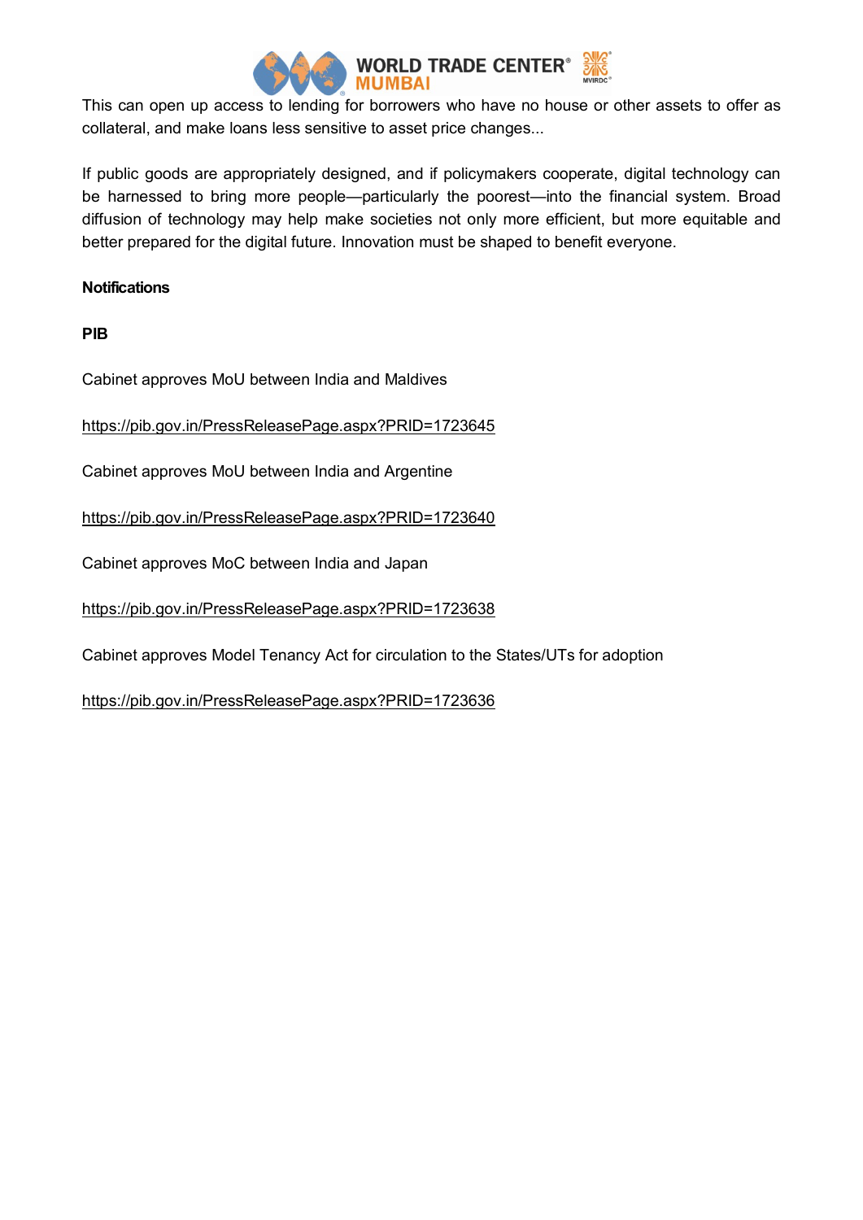This can open up access to lending for borrowers who have no house or other assets to offer as collateral, and make loans less sensitive to asset price changes...

If public goods are appropriately designed, and if policymakers cooperate, digital technology can be harnessed to bring more people—particularly the poorest—into the financial system. Broad diffusion of technology may help make societies not only more efficient, but more equitable and better prepared for the digital future. Innovation must be shaped to benefit everyone.

**Notifications**

**PIB**

Cabinet approves MoU between India and Maldives

https://pib.gov.in/PressReleasePage.aspx?PRID=1723645

Cabinet approves MoU between India and Argentine

https://pib.gov.in/PressReleasePage.aspx?PRID=1723640

Cabinet approves MoC between India and Japan

https://pib.gov.in/PressReleasePage.aspx?PRID=1723638

Cabinet approves Model Tenancy Act for circulation to the States/UTs for adoption

https://pib.gov.in/PressReleasePage.aspx?PRID=1723636